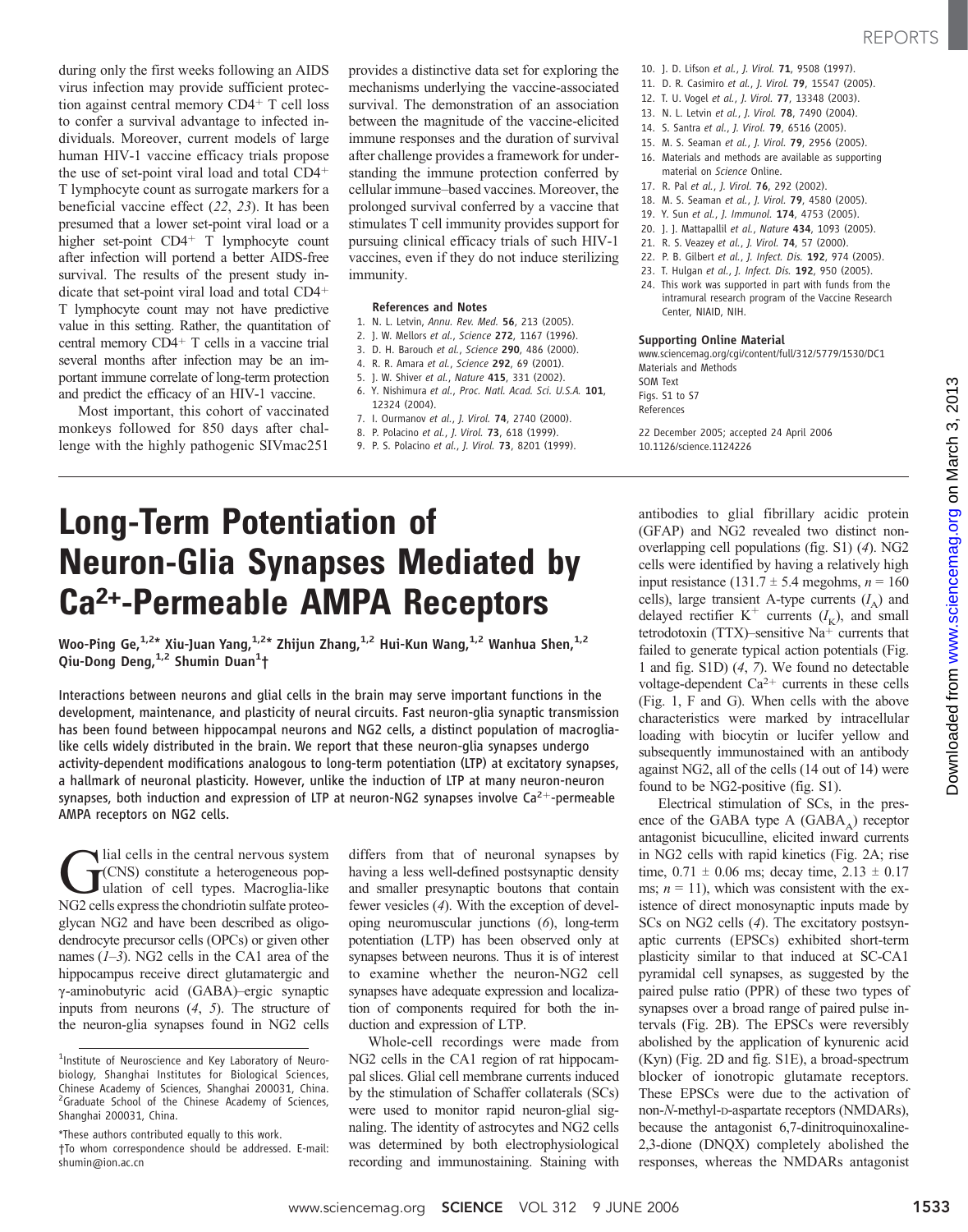during only the first weeks following an AIDS virus infection may provide sufficient protection against central memory CD4+ T cell loss to confer a survival advantage to infected individuals. Moreover, current models of large human HIV-1 vaccine efficacy trials propose the use of set-point viral load and total CD4+ T lymphocyte count as surrogate markers for a beneficial vaccine effect (*22*, *23*). It has been presumed that a lower set-point viral load or a higher set-point CD4+ T lymphocyte count after infection will portend a better AIDS-free survival. The results of the present study indicate that set-point viral load and total CD4+ T lymphocyte count may not have predictive value in this setting. Rather, the quantitation of central memory CD4+ T cells in a vaccine trial several months after infection may be an important immune correlate of long-term protection and predict the efficacy of an HIV-1 vaccine.

Most important, this cohort of vaccinated monkeys followed for 850 days after challenge with the highly pathogenic SIVmac251 provides a distinctive data set for exploring the mechanisms underlying the vaccine-associated survival. The demonstration of an association between the magnitude of the vaccine-elicited immune responses and the duration of survival after challenge provides a framework for understanding the immune protection conferred by cellular immune–based vaccines. Moreover, the prolonged survival conferred by a vaccine that stimulates T cell immunity provides support for pursuing clinical efficacy trials of such HIV-1 vaccines, even if they do not induce sterilizing immunity.

#### References and Notes

1. N. L. Letvin, *Annu. Rev. Med.* **56**, 213 (2005).
2. J. W. Mellors *et al.*, *Science* **272**, 1167 (1996).
3. D. H. Barouch *et al.*, *Science* **290**, 486 (2000).
4. R. R. Amara *et al.*, *Science* **292**, 69 (2001).
5. J. W. Shiver *et al.*, *Nature* **415**, 331 (2002).
6. Y. Nishimura *et al.*, *Proc. Natl. Acad. Sci. U.S.A.* **101**, 12324 (2004).
7. I. Ourmanov *et al.*, *J. Virol.* **74**, 2740 (2000).
8. P. Polacino *et al.*, *J. Virol.* **73**, 618 (1999).
9. P. S. Polacino *et al.*, *J. Virol.* **73**, 8201 (1999).
10. J. D. Lifson *et al.*, *J. Virol.* **71**, 9508 (1997).
11. D. R. Casimiro *et al.*, *J. Virol.* **79**, 15547 (2005).
12. T. U. Vogel *et al.*, *J. Virol.* **77**, 13348 (2003).
13. N. L. Letvin *et al.*, *J. Virol.* **78**, 7490 (2004).
14. S. Santra *et al.*, *J. Virol.* **79**, 6516 (2005).
15. M. S. Seaman *et al.*, *J. Virol.* **79**, 2956 (2005).
16. Materials and methods are available as supporting material on *Science* Online.
17. R. Pal *et al.*, *J. Virol.* **76**, 292 (2002).
18. M. S. Seaman *et al.*, *J. Virol.* **79**, 4580 (2005).
19. Y. Sun *et al.*, *J. Immunol.* **174**, 4753 (2005).
20. J. J. Mattapallil *et al.*, *Nature* **434**, 1093 (2005).
21. R. S. Veazey *et al.*, *J. Virol.* **74**, 57 (2000).
22. P. B. Gilbert *et al.*, *J. Infect. Dis.* **192**, 974 (2005).
23. T. Hulgan *et al.*, *J. Infect. Dis.* **192**, 950 (2005).
24. This work was supported in part with funds from the intramural research program of the Vaccine Research Center, NIAID, NIH.

#### Supporting Online Material

www.sciencemag.org/cgi/content/full/312/5779/1530/DC1
Materials and Methods
SOM Text
Figs. S1 to S7
References

22 December 2005; accepted 24 April 2006
10.1126/science.1124226

# Long-Term Potentiation of Neuron-Glia Synapses Mediated by $Ca^{2+}$-Permeable AMPA Receptors

**Woo-Ping Ge,[1,2]* Xiu-Juan Yang,[1,2]* Zhijun Zhang,[1,2] Hui-Kun Wang,[1,2] Wanhua Shen,[1,2] Qiu-Dong Deng,[1,2] Shumin Duan[1]†**

Interactions between neurons and glial cells in the brain may serve important functions in the development, maintenance, and plasticity of neural circuits. Fast neuron-glia synaptic transmission has been found between hippocampal neurons and NG2 cells, a distinct population of macroglia-like cells widely distributed in the brain. We report that these neuron-glia synapses undergo activity-dependent modifications analogous to long-term potentiation (LTP) at excitatory synapses, a hallmark of neuronal plasticity. However, unlike the induction of LTP at many neuron-neuron synapses, both induction and expression of LTP at neuron-NG2 synapses involve $Ca^{2+}$-permeable AMPA receptors on NG2 cells.

Glial cells in the central nervous system (CNS) constitute a heterogeneous population of cell types. Macroglia-like NG2 cells express the chondroitin sulfate proteoglycan NG2 and have been described as oligodendrocyte precursor cells (OPCs) or given other names (*1*–*3*). NG2 cells in the CA1 area of the hippocampus receive direct glutamatergic and γ-aminobutyric acid (GABA)–ergic synaptic inputs from neurons (*4*, *5*). The structure of the neuron-glia synapses found in NG2 cells differs from that of neuronal synapses by having a less well-defined postsynaptic density and smaller presynaptic boutons that contain fewer vesicles (*4*). With the exception of developing neuromuscular junctions (*6*), long-term potentiation (LTP) has been observed only at synapses between neurons. Thus it is of interest to examine whether the neuron-NG2 cell synapses have adequate expression and localization of components required for both the induction and expression of LTP.

Whole-cell recordings were made from NG2 cells in the CA1 region of rat hippocampal slices. Glial cell membrane currents induced by the stimulation of Schaffer collaterals (SCs) were used to monitor rapid neuron-glia signaling. The identity of astrocytes and NG2 cells was determined by both electrophysiological recording and immunostaining. Staining with antibodies to glial fibrillary acidic protein (GFAP) and NG2 revealed two distinct nonoverlapping cell populations (fig. S1) (*4*). NG2 cells were identified by having a relatively high input resistance (131.7 ± 5.4 megohms, $n = 160$ cells), large transient A-type currents ($I_A$) and delayed rectifier $K^+$ currents ($I_K$), and small tetrodotoxin (TTX)–sensitive $Na^+$ currents that failed to generate typical action potentials (Fig. 1 and fig. S1D) (*4*, *7*). We found no detectable voltage-dependent $Ca^{2+}$ currents in these cells (Fig. 1, F and G). When cells with the above characteristics were marked by intracellular loading with biocytin or lucifer yellow and subsequently immunostained with an antibody against NG2, all of the cells (14 out of 14) were found to be NG2-positive (fig. S1).

Electrical stimulation of SCs, in the presence of the GABA type A ($GABA_A$) receptor antagonist bicuculline, elicited inward currents in NG2 cells with rapid kinetics (Fig. 2A; rise time, 0.71 ± 0.06 ms; decay time, 2.13 ± 0.17 ms; $n = 11$), which was consistent with the existence of direct monosynaptic inputs made by SCs on NG2 cells (*4*). The excitatory postsynaptic currents (EPSCs) exhibited short-term plasticity similar to that induced at SC-CA1 pyramidal cell synapses, as suggested by the paired pulse ratio (PPR) of these two types of synapses over a broad range of paired pulse intervals (Fig. 2B). The EPSCs were reversibly abolished by the application of kynurenic acid (Kyn) (Fig. 2D and fig. S1E), a broad-spectrum blocker of ionotropic glutamate receptors. These EPSCs were due to the activation of non-*N*-methyl-D-aspartate receptors (NMDARs), because the antagonist 6,7-dinitroquinoxaline-2,3-dione (DNQX) completely abolished the responses, whereas the NMDARs antagonist

[1]Institute of Neuroscience and Key Laboratory of Neurobiology, Shanghai Institutes for Biological Sciences, Chinese Academy of Sciences, Shanghai 200031, China. [2]Graduate School of the Chinese Academy of Sciences, Shanghai 200031, China.

*These authors contributed equally to this work.

†To whom correspondence should be addressed. E-mail: shumin@ion.ac.cn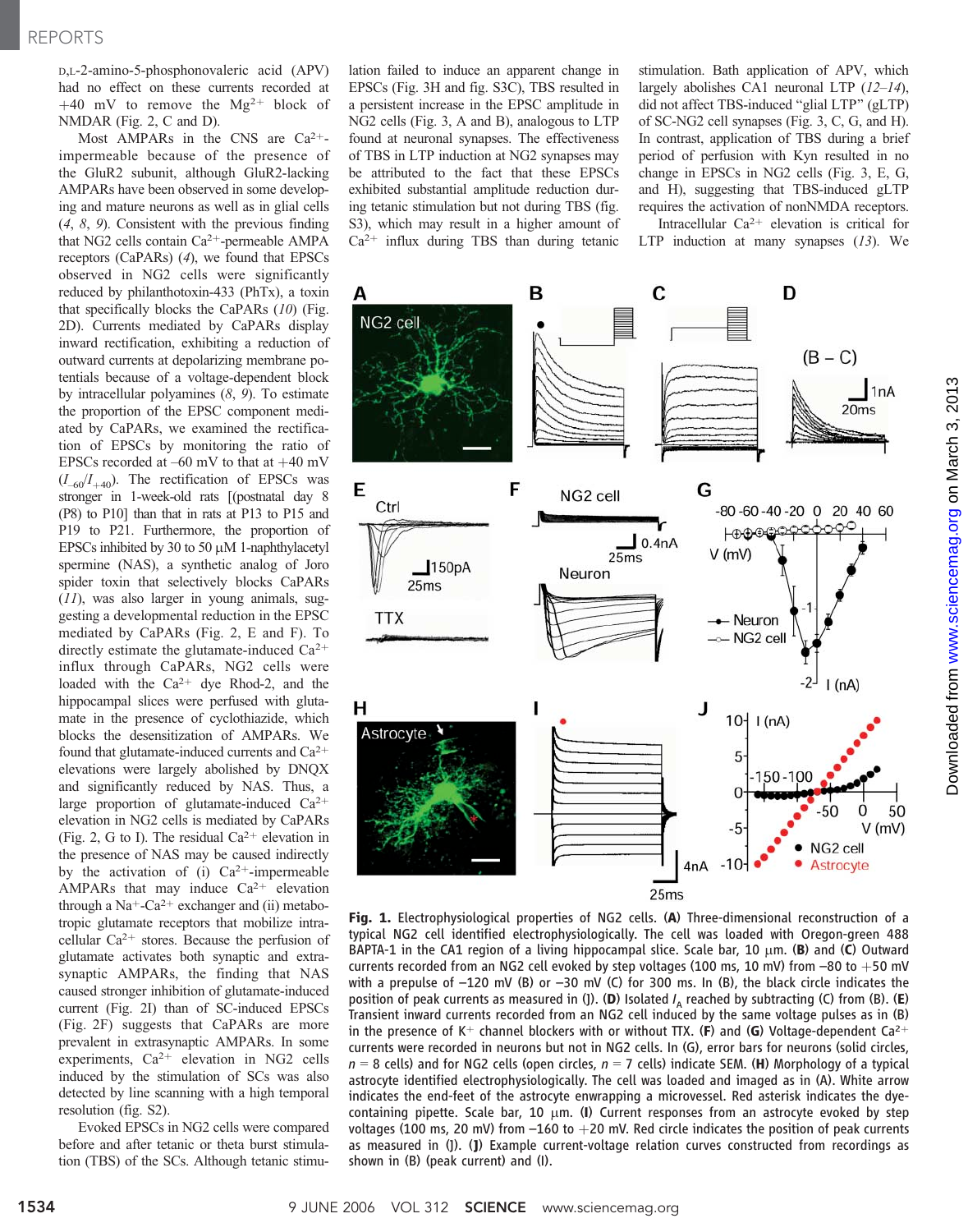D,L-2-amino-5-phosphonovaleric acid (APV) had no effect on these currents recorded at +40 mV to remove the $Mg^{2+}$ block of NMDAR (Fig. 2, C and D).

Most AMPARs in the CNS are $Ca^{2+}$-impermeable because of the presence of the GluR2 subunit, although GluR2-lacking AMPARs have been observed in some developing and mature neurons as well as in glial cells (4, 8, 9). Consistent with the previous finding that NG2 cells contain $Ca^{2+}$-permeable AMPA receptors (CaPARs) (4), we found that EPSCs observed in NG2 cells were significantly reduced by philanthotoxin-433 (PhTx), a toxin that specifically blocks the CaPARs (10) (Fig. 2D). Currents mediated by CaPARs display inward rectification, exhibiting a reduction of outward currents at depolarizing membrane potentials because of a voltage-dependent block by intracellular polyamines (8, 9). To estimate the proportion of the EPSC component mediated by CaPARs, we examined the rectification of EPSCs by monitoring the ratio of EPSCs recorded at –60 mV to that at +40 mV ($I_{-60}/I_{+40}$). The rectification of EPSCs was stronger in 1-week-old rats [(postnatal day 8 (P8) to P10] than that in rats at P13 to P15 and P19 to P21. Furthermore, the proportion of EPSCs inhibited by 30 to 50 μM 1-naphthylacetyl spermine (NAS), a synthetic analog of Joro spider toxin that selectively blocks CaPARs (11), was also larger in young animals, suggesting a developmental reduction in the EPSC mediated by CaPARs (Fig. 2, E and F). To directly estimate the glutamate-induced $Ca^{2+}$ influx through CaPARs, NG2 cells were loaded with the $Ca^{2+}$ dye Rhod-2, and the hippocampal slices were perfused with glutamate in the presence of cyclothiazide, which blocks the desensitization of AMPARs. We found that glutamate-induced currents and $Ca^{2+}$ elevations were largely abolished by DNQX and significantly reduced by NAS. Thus, a large proportion of glutamate-induced $Ca^{2+}$ elevation in NG2 cells is mediated by CaPARs (Fig. 2, G to I). The residual $Ca^{2+}$ elevation in the presence of NAS may be caused indirectly by the activation of (i) $Ca^{2+}$-impermeable AMPARs that may induce $Ca^{2+}$ elevation through a $Na^{+}$-$Ca^{2+}$ exchanger and (ii) metabotropic glutamate receptors that mobilize intracellular $Ca^{2+}$ stores. Because the perfusion of glutamate activates both synaptic and extrasynaptic AMPARs, the finding that NAS caused stronger inhibition of glutamate-induced current (Fig. 2I) than of SC-induced EPSCs (Fig. 2F) suggests that CaPARs are more prevalent in extrasynaptic AMPARs. In some experiments, $Ca^{2+}$ elevation in NG2 cells induced by the stimulation of SCs was also detected by line scanning with a high temporal resolution (fig. S2).

Evoked EPSCs in NG2 cells were compared before and after tetanic or theta burst stimulation (TBS) of the SCs. Although tetanic stimulation failed to induce an apparent change in EPSCs (Fig. 3H and fig. S3C), TBS resulted in a persistent increase in the EPSC amplitude in NG2 cells (Fig. 3, A and B), analogous to LTP found at neuronal synapses. The effectiveness of TBS in LTP induction at NG2 synapses may be attributed to the fact that these EPSCs exhibited substantial amplitude reduction during tetanic stimulation but not during TBS (fig. S3), which may result in a higher amount of $Ca^{2+}$ influx during TBS than during tetanic stimulation. Bath application of APV, which largely abolishes CA1 neuronal LTP (12–14), did not affect TBS-induced "glial LTP" (gLTP) of SC-NG2 cell synapses (Fig. 3, C, G, and H). In contrast, application of TBS during a brief period of perfusion with Kyn resulted in no change in EPSCs in NG2 cells (Fig. 3, E, G, and H), suggesting that TBS-induced gLTP requires the activation of nonNMDA receptors.

Intracellular $Ca^{2+}$ elevation is critical for LTP induction at many synapses (13). We

**Fig. 1.** Electrophysiological properties of NG2 cells. (**A**) Three-dimensional reconstruction of a typical NG2 cell identified electrophysiologically. The cell was loaded with Oregon-green 488 BAPTA-1 in the CA1 region of a living hippocampal slice. Scale bar, 10 μm. (**B**) and (**C**) Outward currents recorded from an NG2 cell evoked by step voltages (100 ms, 10 mV) from –80 to +50 mV with a prepulse of –120 mV (B) or –30 mV (C) for 300 ms. In (B), the black circle indicates the position of peak currents as measured in (J). (**D**) Isolated $I_A$ reached by subtracting (C) from (B). (**E**) Transient inward currents recorded from an NG2 cell induced by the same voltage pulses as in (B) in the presence of $K^{+}$ channel blockers with or without TTX. (**F**) and (**G**) Voltage-dependent $Ca^{2+}$ currents were recorded in neurons but not in NG2 cells. In (G), error bars for neurons (solid circles, $n$ = 8 cells) and for NG2 cells (open circles, $n$ = 7 cells) indicate SEM. (**H**) Morphology of a typical astrocyte identified electrophysiologically. The cell was loaded and imaged as in (A). White arrow indicates the end-feet of the astrocyte enwrapping a microvessel. Red asterisk indicates the dye-containing pipette. Scale bar, 10 μm. (**I**) Current responses from an astrocyte evoked by step voltages (100 ms, 20 mV) from –160 to +20 mV. Red circle indicates the position of peak currents as measured in (J). (**J**) Example current-voltage relation curves constructed from recordings as shown in (B) (peak current) and (I).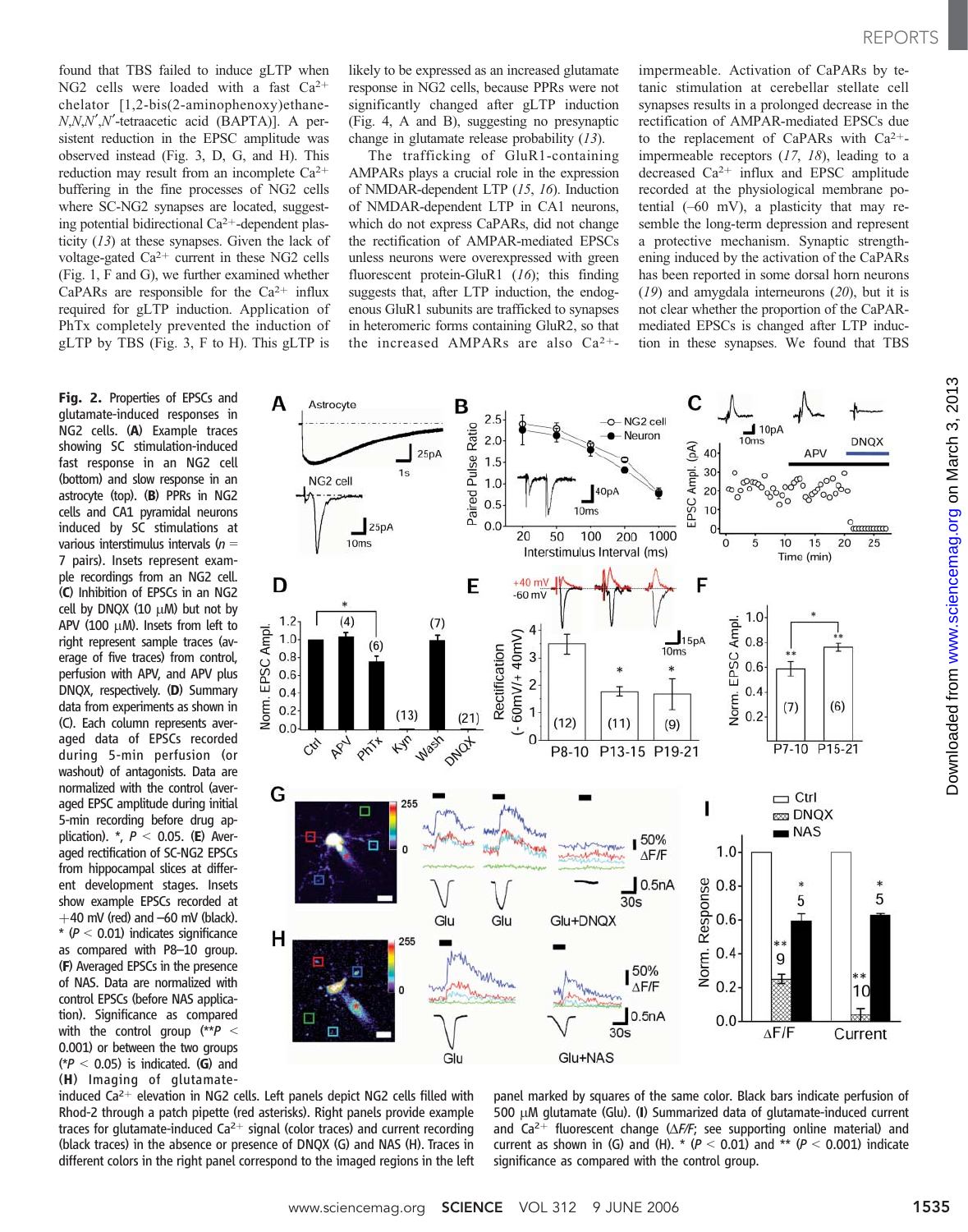found that TBS failed to induce gLTP when NG2 cells were loaded with a fast $Ca^{2+}$ chelator [1,2-bis(2-aminophenoxy)ethane-*N,N,N′,N′*-tetraacetic acid (BAPTA)]. A persistent reduction in the EPSC amplitude was observed instead (Fig. 3, D, G, and H). This reduction may result from an incomplete $Ca^{2+}$ buffering in the fine processes of NG2 cells where SC-NG2 synapses are located, suggesting potential bidirectional $Ca^{2+}$-dependent plasticity (13) at these synapses. Given the lack of voltage-gated $Ca^{2+}$ current in these NG2 cells (Fig. 1, F and G), we further examined whether CaPARs are responsible for the $Ca^{2+}$ influx required for gLTP induction. Application of PhTx completely prevented the induction of gLTP by TBS (Fig. 3, F to H). This gLTP is likely to be expressed as an increased glutamate response in NG2 cells, because PPRs were not significantly changed after gLTP induction (Fig. 4, A and B), suggesting no presynaptic change in glutamate release probability (13).

The trafficking of GluR1-containing AMPARs plays a crucial role in the expression of NMDAR-dependent LTP (15, 16). Induction of NMDAR-dependent LTP in CA1 neurons, which do not express CaPARs, did not change the rectification of AMPAR-mediated EPSCs unless neurons were overexpressed with green fluorescent protein-GluR1 (16); this finding suggests that, after LTP induction, the endogenous GluR1 subunits are trafficked to synapses in heteromeric forms containing GluR2, so that the increased AMPARs are also $Ca^{2+}$-impermeable. Activation of CaPARs by tetanic stimulation at cerebellar stellate cell synapses results in a prolonged decrease in the rectification of AMPAR-mediated EPSCs due to the replacement of CaPARs with $Ca^{2+}$-impermeable receptors (17, 18), leading to a decreased $Ca^{2+}$ influx and EPSC amplitude recorded at the physiological membrane potential (–60 mV), a plasticity that may resemble the long-term depression and represent a protective mechanism. Synaptic strengthening induced by the activation of the CaPARs has been reported in some dorsal horn neurons (19) and amygdala interneurons (20), but it is not clear whether the proportion of the CaPAR-mediated EPSCs is changed after LTP induction in these synapses. We found that TBS

**Fig. 2.** Properties of EPSCs and glutamate-induced responses in NG2 cells. (**A**) Example traces showing SC stimulation-induced fast response in an NG2 cell (bottom) and slow response in an astrocyte (top). (**B**) PPRs in NG2 cells and CA1 pyramidal neurons induced by SC stimulations at various interstimulus intervals ($n$ = 7 pairs). Insets represent example recordings from an NG2 cell. (**C**) Inhibition of EPSCs in an NG2 cell by DNQX (10 μM) but not by APV (100 μM). Insets from left to right represent sample traces (average of five traces) from control, perfusion with APV, and APV plus DNQX, respectively. (**D**) Summary data from experiments as shown in (C). Each column represents averaged data of EPSCs recorded during 5-min perfusion (or washout) of antagonists. Data are normalized with the control (averaged EPSC amplitude during initial 5-min recording before drug application). *, $P < 0.05$. (**E**) Averaged rectification of SC-NG2 EPSCs from hippocampal slices at different development stages. Insets show example EPSCs recorded at +40 mV (red) and –60 mV (black). * ($P < 0.01$) indicates significance as compared with P8–10 group. (**F**) Averaged EPSCs in the presence of NAS. Data are normalized with control EPSCs (before NAS application). Significance as compared with the control group (** $P < 0.001$) or between the two groups (* $P < 0.05$) is indicated. (**G**) and (**H**) Imaging of glutamate-induced $Ca^{2+}$ elevation in NG2 cells. Left panels depict NG2 cells filled with Rhod-2 through a patch pipette (red asterisks). Right panels provide example traces for glutamate-induced $Ca^{2+}$ signal (color traces) and current recording (black traces) in the absence or presence of DNQX (G) and NAS (H). Traces in different colors in the right panel correspond to the imaged regions in the left panel marked by squares of the same color. Black bars indicate perfusion of 500 μM glutamate (Glu). (**I**) Summarized data of glutamate-induced current and $Ca^{2+}$ fluorescent change (Δ*F/F*; see supporting online material) and current as shown in (G) and (H). * ($P < 0.01$) and ** ($P < 0.001$) indicate significance as compared with the control group.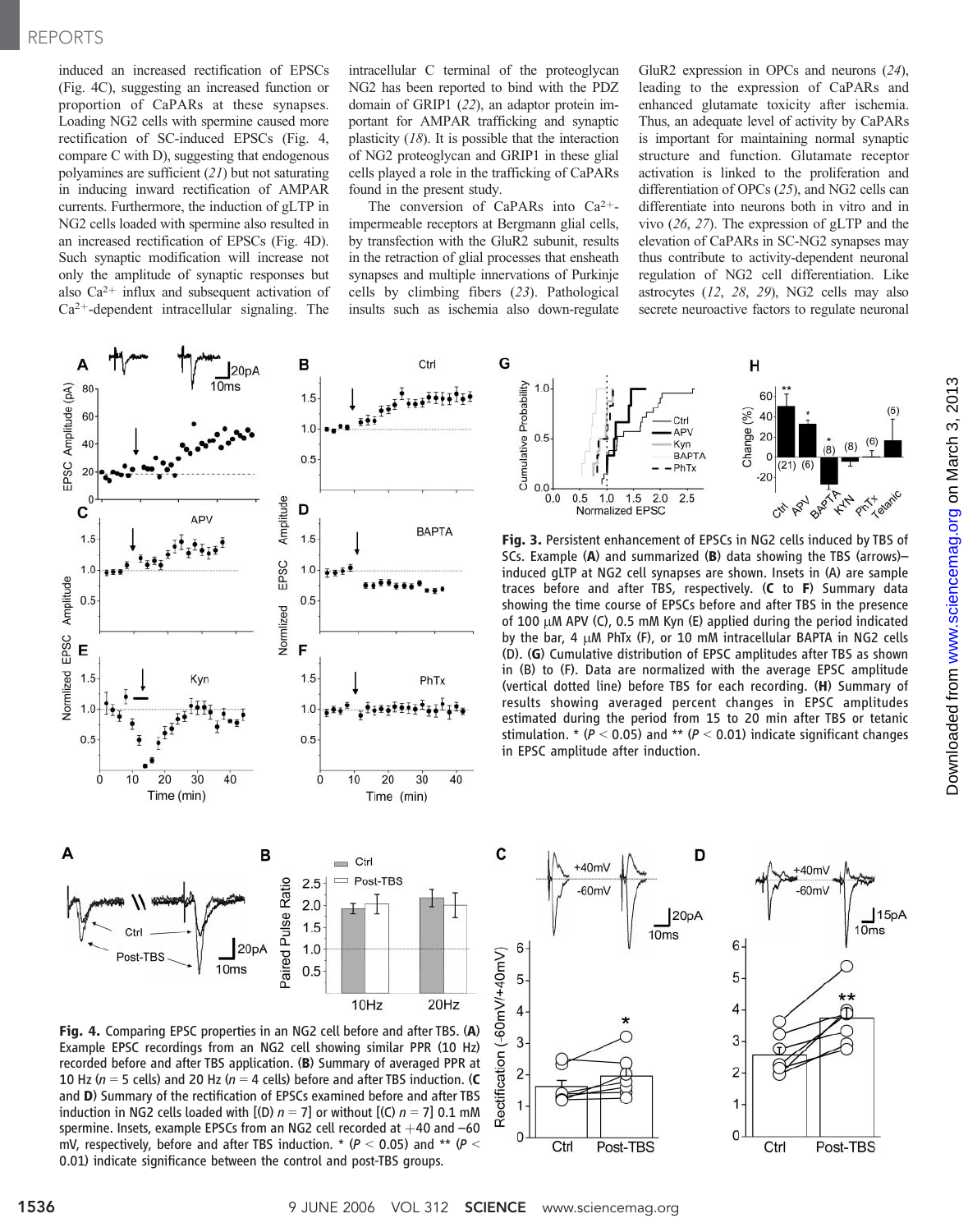induced an increased rectification of EPSCs (Fig. 4C), suggesting an increased function or proportion of CaPARs at these synapses. Loading NG2 cells with spermine caused more rectification of SC-induced EPSCs (Fig. 4, compare C with D), suggesting that endogenous polyamines are sufficient (21) but not saturating in inducing inward rectification of AMPAR currents. Furthermore, the induction of gLTP in NG2 cells loaded with spermine also resulted in an increased rectification of EPSCs (Fig. 4D). Such synaptic modification will increase not only the amplitude of synaptic responses but also $Ca^{2+}$ influx and subsequent activation of $Ca^{2+}$-dependent intracellular signaling. The intracellular C terminal of the proteoglycan NG2 has been reported to bind with the PDZ domain of GRIP1 (22), an adaptor protein important for AMPAR trafficking and synaptic plasticity (18). It is possible that the interaction of NG2 proteoglycan and GRIP1 in these glial cells played a role in the trafficking of CaPARs found in the present study.

The conversion of CaPARs into $Ca^{2+}$-impermeable receptors at Bergmann glial cells, by transfection with the GluR2 subunit, results in the retraction of glial processes that ensheath synapses and multiple innervations of Purkinje cells by climbing fibers (23). Pathological insults such as ischemia also down-regulate GluR2 expression in OPCs and neurons (24), leading to the expression of CaPARs and enhanced glutamate toxicity after ischemia. Thus, an adequate level of activity by CaPARs is important for maintaining normal synaptic structure and function. Glutamate receptor activation is linked to the proliferation and differentiation of OPCs (25), and NG2 cells can differentiate into neurons both in vitro and in vivo (26, 27). The expression of gLTP and the elevation of CaPARs in SC-NG2 synapses may thus contribute to activity-dependent neuronal regulation of NG2 cell differentiation. Like astrocytes (12, 28, 29), NG2 cells may also secrete neuroactive factors to regulate neuronal

**Fig. 3.** Persistent enhancement of EPSCs in NG2 cells induced by TBS of SCs. Example (**A**) and summarized (**B**) data showing the TBS (arrows)–induced gLTP at NG2 cell synapses are shown. Insets in (A) are sample traces before and after TBS, respectively. (**C** to **F**) Summary data showing the time course of EPSCs before and after TBS in the presence of 100 μM APV (C), 0.5 mM Kyn (E) applied during the period indicated by the bar, 4 μM PhTx (F), or 10 mM intracellular BAPTA in NG2 cells (D). (**G**) Cumulative distribution of EPSC amplitudes after TBS as shown in (B) to (F). Data are normalized with the average EPSC amplitude (vertical dotted line) before TBS for each recording. (**H**) Summary of results showing averaged percent changes in EPSC amplitudes estimated during the period from 15 to 20 min after TBS or tetanic stimulation. * ($P < 0.05$) and ** ($P < 0.01$) indicate significant changes in EPSC amplitude after induction.

**Fig. 4.** Comparing EPSC properties in an NG2 cell before and after TBS. (**A**) Example EPSC recordings from an NG2 cell showing similar PPR (10 Hz) recorded before and after TBS application. (**B**) Summary of averaged PPR at 10 Hz ($n = 5$ cells) and 20 Hz ($n = 4$ cells) before and after TBS induction. (**C** and **D**) Summary of the rectification of EPSCs examined before and after TBS induction in NG2 cells loaded with [(D) $n = 7$] or without [(C) $n = 7$] 0.1 mM spermine. Insets, example EPSCs from an NG2 cell recorded at +40 and –60 mV, respectively, before and after TBS induction. * ($P < 0.05$) and ** ($P < 0.01$) indicate significance between the control and post-TBS groups.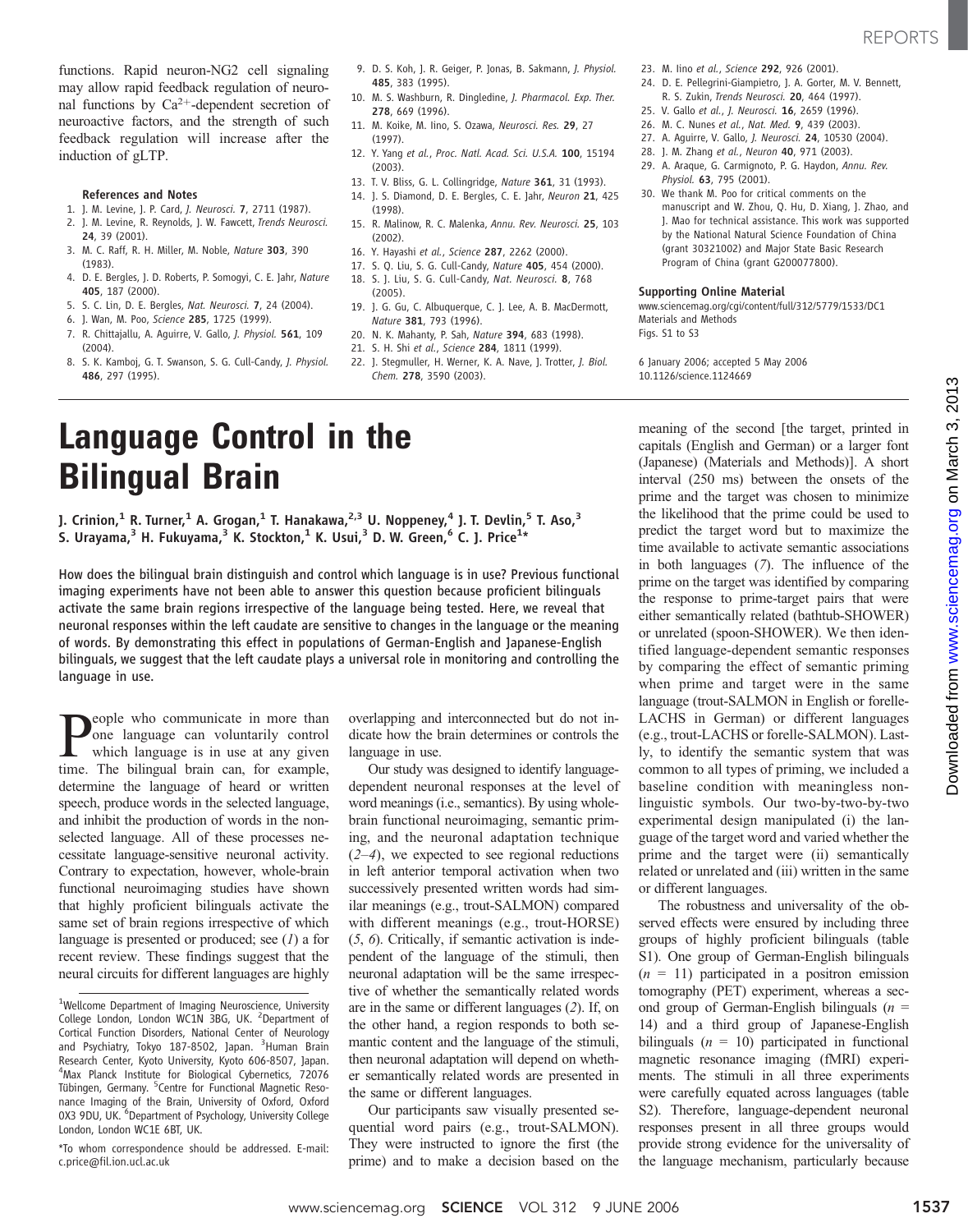functions. Rapid neuron-NG2 cell signaling may allow rapid feedback regulation of neuronal functions by $Ca^{2+}$-dependent secretion of neuroactive factors, and the strength of such feedback regulation will increase after the induction of gLTP.

### References and Notes

1. J. M. Levine, J. P. Card, *J. Neurosci.* **7**, 2711 (1987).
2. J. M. Levine, R. Reynolds, J. W. Fawcett, *Trends Neurosci.* **24**, 39 (2001).
3. M. C. Raff, R. H. Miller, M. Noble, *Nature* **303**, 390 (1983).
4. D. E. Bergles, J. D. Roberts, P. Somogyi, C. E. Jahr, *Nature* **405**, 187 (2000).
5. S. C. Lin, D. E. Bergles, *Nat. Neurosci.* **7**, 24 (2004).
6. J. Wan, M. Poo, *Science* **285**, 1725 (1999).
7. R. Chittajallu, A. Aguirre, V. Gallo, *J. Physiol.* **561**, 109 (2004).
8. S. K. Kamboj, G. T. Swanson, S. G. Cull-Candy, *J. Physiol.* **486**, 297 (1995).
9. D. S. Koh, J. R. Geiger, P. Jonas, B. Sakmann, *J. Physiol.* **485**, 383 (1995).
10. M. S. Washburn, R. Dingledine, *J. Pharmacol. Exp. Ther.* **278**, 669 (1996).
11. M. Koike, M. Iino, S. Ozawa, *Neurosci. Res.* **29**, 27 (1997).
12. Y. Yang *et al.*, *Proc. Natl. Acad. Sci. U.S.A.* **100**, 15194 (2003).
13. T. V. Bliss, G. L. Collingridge, *Nature* **361**, 31 (1993).
14. J. S. Diamond, D. E. Bergles, C. E. Jahr, *Neuron* **21**, 425 (1998).
15. R. Malinow, R. C. Malenka, *Annu. Rev. Neurosci.* **25**, 103 (2002).
16. Y. Hayashi *et al.*, *Science* **287**, 2262 (2000).
17. S. Q. Liu, S. G. Cull-Candy, *Nature* **405**, 454 (2000).
18. S. J. Liu, S. G. Cull-Candy, *Nat. Neurosci.* **8**, 768 (2005).
19. J. G. Gu, C. Albuquerque, C. J. Lee, A. B. MacDermott, *Nature* **381**, 793 (1996).
20. N. K. Mahanty, P. Sah, *Nature* **394**, 683 (1998).
21. S. H. Shi *et al.*, *Science* **284**, 1811 (1999).
22. J. Stegmuller, H. Werner, K. A. Nave, J. Trotter, *J. Biol. Chem.* **278**, 3590 (2003).
23. M. Iino *et al.*, *Science* **292**, 926 (2001).
24. D. E. Pellegrini-Giampietro, J. A. Gorter, M. V. Bennett, R. S. Zukin, *Trends Neurosci.* **20**, 464 (1997).
25. V. Gallo *et al.*, *J. Neurosci.* **16**, 2659 (1996).
26. M. C. Nunes *et al.*, *Nat. Med.* **9**, 439 (2003).
27. A. Aguirre, V. Gallo, *J. Neurosci.* **24**, 10530 (2004).
28. J. M. Zhang *et al.*, *Neuron* **40**, 971 (2003).
29. A. Araque, G. Carmignoto, P. G. Haydon, *Annu. Rev. Physiol.* **63**, 795 (2001).
30. We thank M. Poo for critical comments on the manuscript and W. Zhou, Q. Hu, D. Xiang, J. Zhao, and J. Mao for technical assistance. This work was supported by the National Natural Science Foundation of China (grant 30321002) and Major State Basic Research Program of China (grant G200077800).

### Supporting Online Material

www.sciencemag.org/cgi/content/full/312/5779/1533/DC1
Materials and Methods
Figs. S1 to S3

6 January 2006; accepted 5 May 2006
10.1126/science.1124669

# Language Control in the Bilingual Brain

**J. Crinion,[1] R. Turner,[1] A. Grogan,[1] T. Hanakawa,[2,3] U. Noppeney,[4] J. T. Devlin,[5] T. Aso,[3] S. Urayama,[3] H. Fukuyama,[3] K. Stockton,[1] K. Usui,[3] D. W. Green,[6] C. J. Price[1]***

How does the bilingual brain distinguish and control which language is in use? Previous functional imaging experiments have not been able to answer this question because proficient bilinguals activate the same brain regions irrespective of the language being tested. Here, we reveal that neuronal responses within the left caudate are sensitive to changes in the language or the meaning of words. By demonstrating this effect in populations of German-English and Japanese-English bilinguals, we suggest that the left caudate plays a universal role in monitoring and controlling the language in use.

People who communicate in more than one language can voluntarily control which language is in use at any given time. The bilingual brain can, for example, determine the language of heard or written speech, produce words in the selected language, and inhibit the production of words in the nonselected language. All of these processes necessitate language-sensitive neuronal activity. Contrary to expectation, however, whole-brain functional neuroimaging studies have shown that highly proficient bilinguals activate the same set of brain regions irrespective of which language is presented or produced; see (*1*) a for recent review. These findings suggest that the neural circuits for different languages are highly overlapping and interconnected but do not indicate how the brain determines or controls the language in use.

Our study was designed to identify language-dependent neuronal responses at the level of word meanings (i.e., semantics). By using whole-brain functional neuroimaging, semantic priming, and the neuronal adaptation technique (*2*–*4*), we expected to see regional reductions in left anterior temporal activation when two successively presented written words had similar meanings (e.g., trout-SALMON) compared with different meanings (e.g., trout-HORSE) (*5*, *6*). Critically, if semantic activation is independent of the language of the stimuli, then neuronal adaptation will be the same irrespective of whether the semantically related words are in the same or different languages (*2*). If, on the other hand, a region responds to both semantic content and the language of the stimuli, then neuronal adaptation will depend on whether semantically related words are presented in the same or different languages.

Our participants saw visually presented sequential word pairs (e.g., trout-SALMON). They were instructed to ignore the first (the prime) and to make a decision based on the meaning of the second [the target, printed in capitals (English and German) or a larger font (Japanese) (Materials and Methods)]. A short interval (250 ms) between the onsets of the prime and the target was chosen to minimize the likelihood that the prime could be used to predict the target word but to maximize the time available to activate semantic associations in both languages (*7*). The influence of the prime on the target was identified by comparing the response to prime-target pairs that were either semantically related (bathtub-SHOWER) or unrelated (spoon-SHOWER). We then identified language-dependent semantic responses by comparing the effect of semantic priming when prime and target were in the same language (trout-SALMON in English or forelle-LACHS in German) or different languages (e.g., trout-LACHS or forelle-SALMON). Lastly, to identify the semantic system that was common to all types of priming, we included a baseline condition with meaningless nonlinguistic symbols. Our two-by-two-by-two experimental design manipulated (i) the language of the target word and varied whether the prime and the target were (ii) semantically related or unrelated and (iii) written in the same or different languages.

The robustness and universality of the observed effects were ensured by including three groups of highly proficient bilinguals (table S1). One group of German-English bilinguals ($n$ = 11) participated in a positron emission tomography (PET) experiment, whereas a second group of German-English bilinguals ($n$ = 14) and a third group of Japanese-English bilinguals ($n$ = 10) participated in functional magnetic resonance imaging (fMRI) experiments. The stimuli in all three experiments were carefully equated across languages (table S2). Therefore, language-dependent neuronal responses present in all three groups would provide strong evidence for the universality of the language mechanism, particularly because

[1]Wellcome Department of Imaging Neuroscience, University College London, London WC1N 3BG, UK. [2]Department of Cortical Function Disorders, National Center of Neurology and Psychiatry, Tokyo 187-8502, Japan. [3]Human Brain Research Center, Kyoto University, Kyoto 606-8507, Japan. [4]Max Planck Institute for Biological Cybernetics, 72076 Tübingen, Germany. [5]Centre for Functional Magnetic Resonance Imaging of the Brain, University of Oxford, Oxford OX3 9DU, UK. [6]Department of Psychology, University College London, London WC1E 6BT, UK.

*To whom correspondence should be addressed. E-mail: c.price@fil.ion.ucl.ac.uk